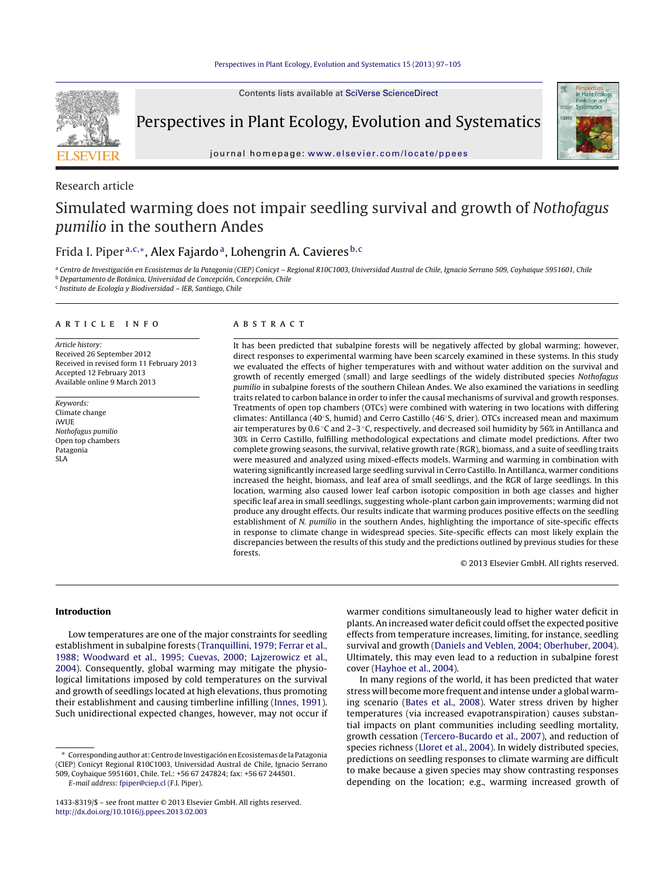Research article

# Simulated warming does not impair seedling survival and growth of *Nothofagus pumilio* in the southern Andes

Frida I. Piper[a,c,*], Alex Fajardo[a], Lohengrin A. Cavieres[b,c]

[a] Centro de Investigación en Ecosistemas de la Patagonia (CIEP) Conicyt – Regional R10C1003, Universidad Austral de Chile, Ignacio Serrano 509, Coyhaique 5951601, Chile
[b] Departamento de Botánica, Universidad de Concepción, Concepción, Chile
[c] Instituto de Ecología y Biodiversidad – IEB, Santiago, Chile

## ARTICLE INFO

*Article history:*
Received 26 September 2012
Received in revised form 11 February 2013
Accepted 12 February 2013
Available online 9 March 2013

*Keywords:*
Climate change
iWUE
*Nothofagus pumilio*
Open top chambers
Patagonia
SLA

## ABSTRACT

It has been predicted that subalpine forests will be negatively affected by global warming; however, direct responses to experimental warming have been scarcely examined in these systems. In this study we evaluated the effects of higher temperatures with and without water addition on the survival and growth of recently emerged (small) and large seedlings of the widely distributed species *Nothofagus pumilio* in subalpine forests of the southern Chilean Andes. We also examined the variations in seedling traits related to carbon balance in order to infer the causal mechanisms of survival and growth responses. Treatments of open top chambers (OTCs) were combined with watering in two locations with differing climates: Antillanca (40°S, humid) and Cerro Castillo (46°S, drier). OTCs increased mean and maximum air temperatures by 0.6 °C and 2–3 °C, respectively, and decreased soil humidity by 56% in Antillanca and 30% in Cerro Castillo, fulfilling methodological expectations and climate model predictions. After two complete growing seasons, the survival, relative growth rate (RGR), biomass, and a suite of seedling traits were measured and analyzed using mixed-effects models. Warming and warming in combination with watering significantly increased large seedling survival in Cerro Castillo. In Antillanca, warmer conditions increased the height, biomass, and leaf area of small seedlings, and the RGR of large seedlings. In this location, warming also caused lower leaf carbon isotopic composition in both age classes and higher specific leaf area in small seedlings, suggesting whole-plant carbon gain improvements; warming did not produce any drought effects. Our results indicate that warming produces positive effects on the seedling establishment of *N. pumilio* in the southern Andes, highlighting the importance of site-specific effects in response to climate change in widespread species. Site-specific effects can most likely explain the discrepancies between the results of this study and the predictions outlined by previous studies for these forests.

© 2013 Elsevier GmbH. All rights reserved.

## Introduction

Low temperatures are one of the major constraints for seedling establishment in subalpine forests (Tranquillini, 1979; Ferrar et al., 1988; Woodward et al., 1995; Cuevas, 2000; Lajzerowicz et al., 2004). Consequently, global warming may mitigate the physiological limitations imposed by cold temperatures on the survival and growth of seedlings located at high elevations, thus promoting their establishment and causing timberline infilling (Innes, 1991). Such unidirectional expected changes, however, may not occur if warmer conditions simultaneously lead to higher water deficit in plants. An increased water deficit could offset the expected positive effects from temperature increases, limiting, for instance, seedling survival and growth (Daniels and Veblen, 2004; Oberhuber, 2004). Ultimately, this may even lead to a reduction in subalpine forest cover (Hayhoe et al., 2004).

In many regions of the world, it has been predicted that water stress will become more frequent and intense under a global warming scenario (Bates et al., 2008). Water stress driven by higher temperatures (via increased evapotranspiration) causes substantial impacts on plant communities including seedling mortality, growth cessation (Tercero-Bucardo et al., 2007), and reduction of species richness (Lloret et al., 2004). In widely distributed species, predictions on seedling responses to climate warming are difficult to make because a given species may show contrasting responses depending on the location; e.g., warming increased growth of

\* Corresponding author at: Centro de Investigación en Ecosistemas de la Patagonia (CIEP) Conicyt Regional R10C1003, Universidad Austral de Chile, Ignacio Serrano 509, Coyhaique 5951601, Chile. Tel.: +56 67 247824; fax: +56 67 244501.
E-mail address: fpiper@ciep.cl (F.I. Piper).

1433-8319/$ - see front matter © 2013 Elsevier GmbH. All rights reserved.
http://dx.doi.org/10.1016/j.ppees.2013.02.003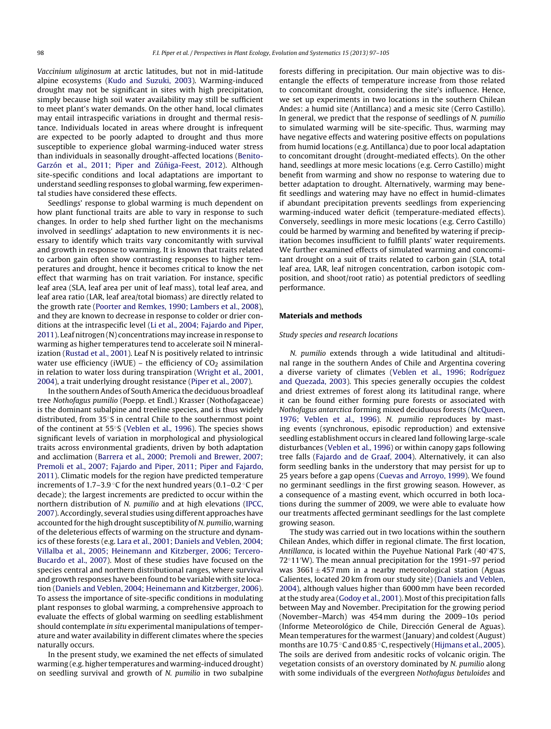*Vaccinium uliginosum* at arctic latitudes, but not in mid-latitude alpine ecosystems (Kudo and Suzuki, 2003). Warming-induced drought may not be significant in sites with high precipitation, simply because high soil water availability may still be sufficient to meet plant's water demands. On the other hand, local climates may entail intraspecific variations in drought and thermal resistance. Individuals located in areas where drought is infrequent are expected to be poorly adapted to drought and thus more susceptible to experience global warming-induced water stress than individuals in seasonally drought-affected locations (Benito-Garzón et al., 2011; Piper and Zúñiga-Feest, 2012). Although site-specific conditions and local adaptations are important to understand seedling responses to global warming, few experimental studies have considered these effects.

Seedlings' response to global warming is much dependent on how plant functional traits are able to vary in response to such changes. In order to help shed further light on the mechanisms involved in seedlings' adaptation to new environments it is necessary to identify which traits vary concomitantly with survival and growth in response to warming. It is known that traits related to carbon gain often show contrasting responses to higher temperatures and drought, hence it becomes critical to know the net effect that warming has on trait variation. For instance, specific leaf area (SLA, leaf area per unit of leaf mass), total leaf area, and leaf area ratio (LAR, leaf area/total biomass) are directly related to the growth rate (Poorter and Remkes, 1990; Lambers et al., 2008), and they are known to decrease in response to colder or drier conditions at the intraspecific level (Li et al., 2004; Fajardo and Piper, 2011). Leaf nitrogen (N) concentrations may increase in response to warming as higher temperatures tend to accelerate soil N mineralization (Rustad et al., 2001). Leaf N is positively related to intrinsic water use efficiency (iWUE) – the efficiency of $CO_2$ assimilation in relation to water loss during transpiration (Wright et al., 2001, 2004), a trait underlying drought resistance (Piper et al., 2007).

In the southern Andes of South America the deciduous broadleaf tree *Nothofagus pumilio* (Poepp. et Endl.) Krasser (Nothofagaceae) is the dominant subalpine and treeline species, and is thus widely distributed, from 35°S in central Chile to the southernmost point of the continent at 55°S (Veblen et al., 1996). The species shows significant levels of variation in morphological and physiological traits across environmental gradients, driven by both adaptation and acclimation (Barrera et al., 2000; Premoli and Brewer, 2007; Premoli et al., 2007; Fajardo and Piper, 2011; Piper and Fajardo, 2011). Climatic models for the region have predicted temperature increments of 1.7–3.9 °C for the next hundred years (0.1–0.2 °C per decade); the largest increments are predicted to occur within the northern distribution of *N. pumilio* and at high elevations (IPCC, 2007). Accordingly, several studies using different approaches have accounted for the high drought susceptibility of *N. pumilio*, warning of the deleterious effects of warming on the structure and dynamics of these forests (e.g. Lara et al., 2001; Daniels and Veblen, 2004; Villalba et al., 2005; Heinemann and Kitzberger, 2006; Tercero-Bucardo et al., 2007). Most of these studies have focused on the species central and northern distributional ranges, where survival and growth responses have been found to be variable with site location (Daniels and Veblen, 2004; Heinemann and Kitzberger, 2006). To assess the importance of site-specific conditions in modulating plant responses to global warming, a comprehensive approach to evaluate the effects of global warming on seedling establishment should contemplate *in situ* experimental manipulations of temperature and water availability in different climates where the species naturally occurs.

In the present study, we examined the net effects of simulated warming (e.g. higher temperatures and warming-induced drought) on seedling survival and growth of *N. pumilio* in two subalpine forests differing in precipitation. Our main objective was to disentangle the effects of temperature increase from those related to concomitant drought, considering the site's influence. Hence, we set up experiments in two locations in the southern Chilean Andes: a humid site (Antillanca) and a mesic site (Cerro Castillo). In general, we predict that the response of seedlings of *N. pumilio* to simulated warming will be site-specific. Thus, warming may have negative effects and watering positive effects on populations from humid locations (e.g. Antillanca) due to poor local adaptation to concomitant drought (drought-mediated effects). On the other hand, seedlings at more mesic locations (e.g. Cerro Castillo) might benefit from warming and show no response to watering due to better adaptation to drought. Alternatively, warming may benefit seedlings and watering may have no effect in humid-climates if abundant precipitation prevents seedlings from experiencing warming-induced water deficit (temperature-mediated effects). Conversely, seedlings in more mesic locations (e.g. Cerro Castillo) could be harmed by warming and benefited by watering if precipitation becomes insufficient to fulfill plants' water requirements. We further examined effects of simulated warming and concomitant drought on a suit of traits related to carbon gain (SLA, total leaf area, LAR, leaf nitrogen concentration, carbon isotopic composition, and shoot/root ratio) as potential predictors of seedling performance.

## Materials and methods

### Study species and research locations

*N. pumilio* extends through a wide latitudinal and altitudinal range in the southern Andes of Chile and Argentina covering a diverse variety of climates (Veblen et al., 1996; Rodríguez and Quezada, 2003). This species generally occupies the coldest and driest extremes of forest along its latitudinal range, where it can be found either forming pure forests or associated with *Nothofagus antarctica* forming mixed deciduous forests (McQueen, 1976; Veblen et al., 1996). *N. pumilio* reproduces by masting events (synchronous, episodic reproduction) and extensive seedling establishment occurs in cleared land following large-scale disturbances (Veblen et al., 1996) or within canopy gaps following tree falls (Fajardo and de Graaf, 2004). Alternatively, it can also form seedling banks in the understory that may persist for up to 25 years before a gap opens (Cuevas and Arroyo, 1999). We found no germinant seedlings in the first growing season. However, as a consequence of a masting event, which occurred in both locations during the summer of 2009, we were able to evaluate how our treatments affected germinant seedlings for the last complete growing season.

The study was carried out in two locations within the southern Chilean Andes, which differ in regional climate. The first location, *Antillanca*, is located within the Puyehue National Park (40°47′S, 72°11′W). The mean annual precipitation for the 1991–97 period was 3661 ± 457 mm in a nearby meteorological station (Aguas Calientes, located 20 km from our study site) (Daniels and Veblen, 2004), although values higher than 6000 mm have been recorded at the study area (Godoy et al., 2001). Most of this precipitation falls between May and November. Precipitation for the growing period (November–March) was 454 mm during the 2009–10s period (Informe Meteorológico de Chile, Dirección General de Aguas). Mean temperatures for the warmest (January) and coldest (August) months are 10.75 °C and 0.85 °C, respectively (Hijmans et al., 2005). The soils are derived from andesitic rocks of volcanic origin. The vegetation consists of an overstory dominated by *N. pumilio* along with some individuals of the evergreen *Nothofagus betuloides* and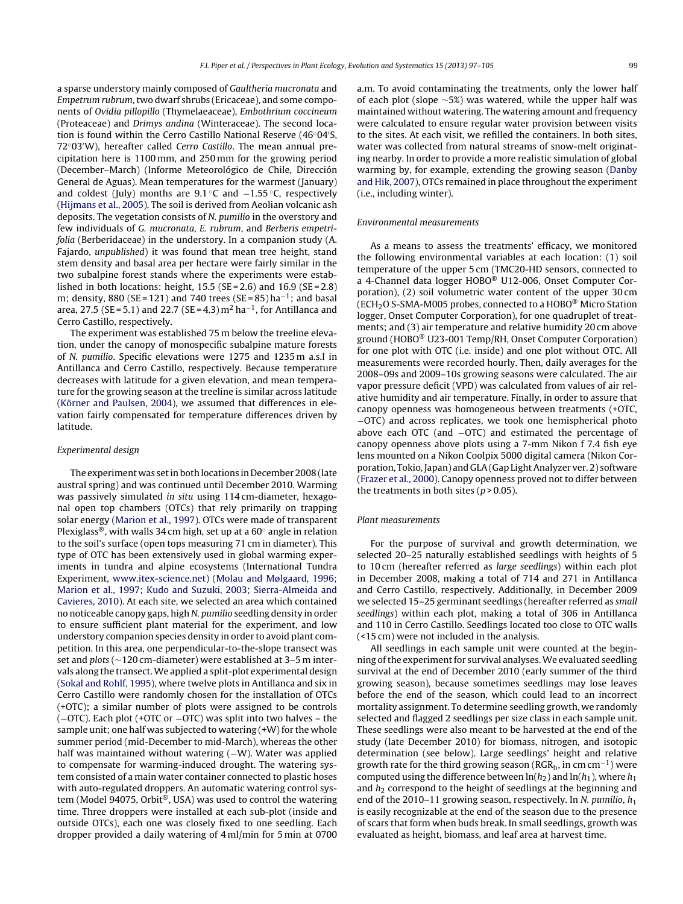a sparse understory mainly composed of *Gaultheria mucronata* and *Empetrum rubrum*, two dwarf shrubs (Ericaceae), and some components of *Ovidia pillopillo* (Thymelaeaceae), *Embothrium coccineum* (Proteaceae) and *Drimys andina* (Winteraceae). The second location is found within the Cerro Castillo National Reserve (46°04′S, 72°03′W), hereafter called *Cerro Castillo*. The mean annual precipitation here is 1100 mm, and 250 mm for the growing period (December–March) (Informe Meteorológico de Chile, Dirección General de Aguas). Mean temperatures for the warmest (January) and coldest (July) months are 9.1 °C and −1.55 °C, respectively (Hijmans et al., 2005). The soil is derived from Aeolian volcanic ash deposits. The vegetation consists of *N. pumilio* in the overstory and few individuals of *G. mucronata*, *E. rubrum*, and *Berberis empetrifolia* (Berberidaceae) in the understory. In a companion study (A. Fajardo, *unpublished*) it was found that mean tree height, stand stem density and basal area per hectare were fairly similar in the two subalpine forest stands where the experiments were established in both locations: height, 15.5 (SE = 2.6) and 16.9 (SE = 2.8) m; density, 880 (SE = 121) and 740 trees (SE = 85) $ha^{-1}$; and basal area, 27.5 (SE = 5.1) and 22.7 (SE = 4.3) $m^2\ ha^{-1}$, for Antillanca and Cerro Castillo, respectively.

The experiment was established 75 m below the treeline elevation, under the canopy of monospecific subalpine mature forests of *N. pumilio*. Specific elevations were 1275 and 1235 m a.s.l in Antillanca and Cerro Castillo, respectively. Because temperature decreases with latitude for a given elevation, and mean temperature for the growing season at the treeline is similar across latitude (Körner and Paulsen, 2004), we assumed that differences in elevation fairly compensated for temperature differences driven by latitude.

### *Experimental design*

The experiment was set in both locations in December 2008 (late austral spring) and was continued until December 2010. Warming was passively simulated *in situ* using 114 cm-diameter, hexagonal open top chambers (OTCs) that rely primarily on trapping solar energy (Marion et al., 1997). OTCs were made of transparent Plexiglass®, with walls 34 cm high, set up at a 60° angle in relation to the soil's surface (open tops measuring 71 cm in diameter). This type of OTC has been extensively used in global warming experiments in tundra and alpine ecosystems (International Tundra Experiment, www.itex-science.net) (Molau and Mølgaard, 1996; Marion et al., 1997; Kudo and Suzuki, 2003; Sierra-Almeida and Cavieres, 2010). At each site, we selected an area which contained no noticeable canopy gaps, high *N. pumilio* seedling density in order to ensure sufficient plant material for the experiment, and low understory companion species density in order to avoid plant competition. In this area, one perpendicular-to-the-slope transect was set and *plots* (~120 cm-diameter) were established at 3–5 m intervals along the transect. We applied a split-plot experimental design (Sokal and Rohlf, 1995), where twelve plots in Antillanca and six in Cerro Castillo were randomly chosen for the installation of OTCs (+OTC); a similar number of plots were assigned to be controls (−OTC). Each plot (+OTC or −OTC) was split into two halves – the sample unit; one half was subjected to watering (+W) for the whole summer period (mid-December to mid-March), whereas the other half was maintained without watering (−W). Water was applied to compensate for warming-induced drought. The watering system consisted of a main water container connected to plastic hoses with auto-regulated droppers. An automatic watering control system (Model 94075, Orbit®, USA) was used to control the watering time. Three droppers were installed at each sub-plot (inside and outside OTCs), each one was closely fixed to one seedling. Each dropper provided a daily watering of 4 ml/min for 5 min at 0700 a.m. To avoid contaminating the treatments, only the lower half of each plot (slope ~5%) was watered, while the upper half was maintained without watering. The watering amount and frequency were calculated to ensure regular water provision between visits to the sites. At each visit, we refilled the containers. In both sites, water was collected from natural streams of snow-melt originating nearby. In order to provide a more realistic simulation of global warming by, for example, extending the growing season (Danby and Hik, 2007), OTCs remained in place throughout the experiment (i.e., including winter).

### *Environmental measurements*

As a means to assess the treatments' efficacy, we monitored the following environmental variables at each location: (1) soil temperature of the upper 5 cm (TMC20-HD sensors, connected to a 4-Channel data logger HOBO® U12-006, Onset Computer Corporation), (2) soil volumetric water content of the upper 30 cm ($ECH_2O$ S-SMA-M005 probes, connected to a HOBO® Micro Station logger, Onset Computer Corporation), for one quadruplet of treatments; and (3) air temperature and relative humidity 20 cm above ground (HOBO® U23-001 Temp/RH, Onset Computer Corporation) for one plot with OTC (i.e. inside) and one plot without OTC. All measurements were recorded hourly. Then, daily averages for the 2008–09s and 2009–10s growing seasons were calculated. The air vapor pressure deficit (VPD) was calculated from values of air relative humidity and air temperature. Finally, in order to assure that canopy openness was homogeneous between treatments (+OTC, −OTC) and across replicates, we took one hemispherical photo above each OTC (and −OTC) and estimated the percentage of canopy openness above plots using a 7-mm Nikon f 7.4 fish eye lens mounted on a Nikon Coolpix 5000 digital camera (Nikon Corporation, Tokio, Japan) and GLA (Gap Light Analyzer ver. 2) software (Frazer et al., 2000). Canopy openness proved not to differ between the treatments in both sites ($p > 0.05$).

### *Plant measurements*

For the purpose of survival and growth determination, we selected 20–25 naturally established seedlings with heights of 5 to 10 cm (hereafter referred as *large seedlings*) within each plot in December 2008, making a total of 714 and 271 in Antillanca and Cerro Castillo, respectively. Additionally, in December 2009 we selected 15–25 germinant seedlings (hereafter referred as *small seedlings*) within each plot, making a total of 306 in Antillanca and 110 in Cerro Castillo. Seedlings located too close to OTC walls (<15 cm) were not included in the analysis.

All seedlings in each sample unit were counted at the beginning of the experiment for survival analyses. We evaluated seedling survival at the end of December 2010 (early summer of the third growing season), because sometimes seedlings may lose leaves before the end of the season, which could lead to an incorrect mortality assignment. To determine seedling growth, we randomly selected and flagged 2 seedlings per size class in each sample unit. These seedlings were also meant to be harvested at the end of the study (late December 2010) for biomass, nitrogen, and isotopic determination (see below). Large seedlings' height and relative growth rate for the third growing season ($RGR_h$, in cm $cm^{-1}$) were computed using the difference between $\ln(h_2)$ and $\ln(h_1)$, where $h_1$ and $h_2$ correspond to the height of seedlings at the beginning and end of the 2010–11 growing season, respectively. In *N. pumilio*, $h_1$ is easily recognizable at the end of the season due to the presence of scars that form when buds break. In small seedlings, growth was evaluated as height, biomass, and leaf area at harvest time.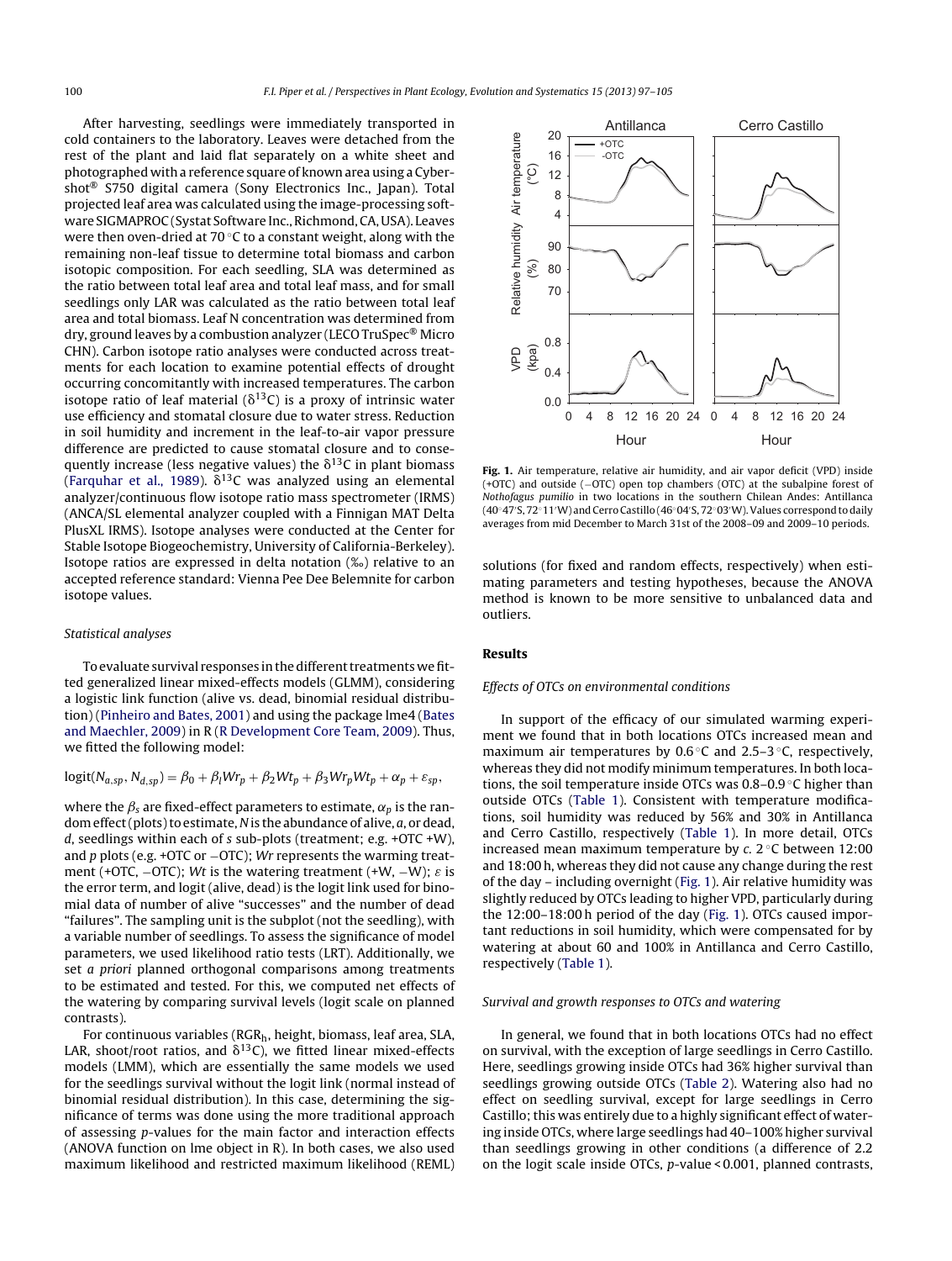After harvesting, seedlings were immediately transported in cold containers to the laboratory. Leaves were detached from the rest of the plant and laid flat separately on a white sheet and photographed with a reference square of known area using a Cyber-shot® S750 digital camera (Sony Electronics Inc., Japan). Total projected leaf area was calculated using the image-processing software SIGMAPROC (Systat Software Inc., Richmond, CA, USA). Leaves were then oven-dried at 70 °C to a constant weight, along with the remaining non-leaf tissue to determine total biomass and carbon isotopic composition. For each seedling, SLA was determined as the ratio between total leaf area and total leaf mass, and for small seedlings only LAR was calculated as the ratio between total leaf area and total biomass. Leaf N concentration was determined from dry, ground leaves by a combustion analyzer (LECO TruSpec® Micro CHN). Carbon isotope ratio analyses were conducted across treatments for each location to examine potential effects of drought occurring concomitantly with increased temperatures. The carbon isotope ratio of leaf material ($\delta^{13}C$) is a proxy of intrinsic water use efficiency and stomatal closure due to water stress. Reduction in soil humidity and increment in the leaf-to-air vapor pressure difference are predicted to cause stomatal closure and to consequently increase (less negative values) the $\delta^{13}C$ in plant biomass (Farquhar et al., 1989). $\delta^{13}C$ was analyzed using an elemental analyzer/continuous flow isotope ratio mass spectrometer (IRMS) (ANCA/SL elemental analyzer coupled with a Finnigan MAT Delta PlusXL IRMS). Isotope analyses were conducted at the Center for Stable Isotope Biogeochemistry, University of California-Berkeley). Isotope ratios are expressed in delta notation (‰) relative to an accepted reference standard: Vienna Pee Dee Belemnite for carbon isotope values.

### *Statistical analyses*

To evaluate survival responses in the different treatments we fitted generalized linear mixed-effects models (GLMM), considering a logistic link function (alive vs. dead, binomial residual distribution) (Pinheiro and Bates, 2001) and using the package lme4 (Bates and Maechler, 2009) in R (R Development Core Team, 2009). Thus, we fitted the following model:

$$\mathrm{logit}(N_{a,sp}, N_{d,sp}) = \beta_0 + \beta_l Wr_p + \beta_2 Wt_p + \beta_3 Wr_p Wt_p + \alpha_p + \varepsilon_{sp},$$

where the $\beta_s$ are fixed-effect parameters to estimate, $\alpha_p$ is the random effect (plots) to estimate, $N$ is the abundance of alive, $a$, or dead, $d$, seedlings within each of $s$ sub-plots (treatment; e.g. +OTC +W), and $p$ plots (e.g. +OTC or −OTC); $Wr$ represents the warming treatment (+OTC, −OTC); $Wt$ is the watering treatment (+W, −W); $\varepsilon$ is the error term, and logit (alive, dead) is the logit link used for binomial data of number of alive "successes" and the number of dead "failures". The sampling unit is the subplot (not the seedling), with a variable number of seedlings. To assess the significance of model parameters, we used likelihood ratio tests (LRT). Additionally, we set *a priori* planned orthogonal comparisons among treatments to be estimated and tested. For this, we computed net effects of the watering by comparing survival levels (logit scale on planned contrasts).

For continuous variables ($RGR_h$, height, biomass, leaf area, SLA, LAR, shoot/root ratios, and $\delta^{13}C$), we fitted linear mixed-effects models (LMM), which are essentially the same models we used for the seedlings survival without the logit link (normal instead of binomial residual distribution). In this case, determining the significance of terms was done using the more traditional approach of assessing *p*-values for the main factor and interaction effects (ANOVA function on lme object in R). In both cases, we also used maximum likelihood and restricted maximum likelihood (REML) solutions (for fixed and random effects, respectively) when estimating parameters and testing hypotheses, because the ANOVA method is known to be more sensitive to unbalanced data and outliers.

**Fig. 1.** Air temperature, relative air humidity, and air vapor deficit (VPD) inside (+OTC) and outside (−OTC) open top chambers (OTC) at the subalpine forest of *Nothofagus pumilio* in two locations in the southern Chilean Andes: Antillanca (40°47′S, 72°11′W) and Cerro Castillo (46°04′S, 72°03′W). Values correspond to daily averages from mid December to March 31st of the 2008–09 and 2009–10 periods.

## Results

### *Effects of OTCs on environmental conditions*

In support of the efficacy of our simulated warming experiment we found that in both locations OTCs increased mean and maximum air temperatures by 0.6 °C and 2.5–3 °C, respectively, whereas they did not modify minimum temperatures. In both locations, the soil temperature inside OTCs was 0.8–0.9 °C higher than outside OTCs (Table 1). Consistent with temperature modifications, soil humidity was reduced by 56% and 30% in Antillanca and Cerro Castillo, respectively (Table 1). In more detail, OTCs increased mean maximum temperature by *c.* 2 °C between 12:00 and 18:00 h, whereas they did not cause any change during the rest of the day – including overnight (Fig. 1). Air relative humidity was slightly reduced by OTCs leading to higher VPD, particularly during the 12:00–18:00 h period of the day (Fig. 1). OTCs caused important reductions in soil humidity, which were compensated for by watering at about 60 and 100% in Antillanca and Cerro Castillo, respectively (Table 1).

### *Survival and growth responses to OTCs and watering*

In general, we found that in both locations OTCs had no effect on survival, with the exception of large seedlings in Cerro Castillo. Here, seedlings growing inside OTCs had 36% higher survival than seedlings growing outside OTCs (Table 2). Watering also had no effect on seedling survival, except for large seedlings in Cerro Castillo; this was entirely due to a highly significant effect of watering inside OTCs, where large seedlings had 40–100% higher survival than seedlings growing in other conditions (a difference of 2.2 on the logit scale inside OTCs, *p*-value < 0.001, planned contrasts,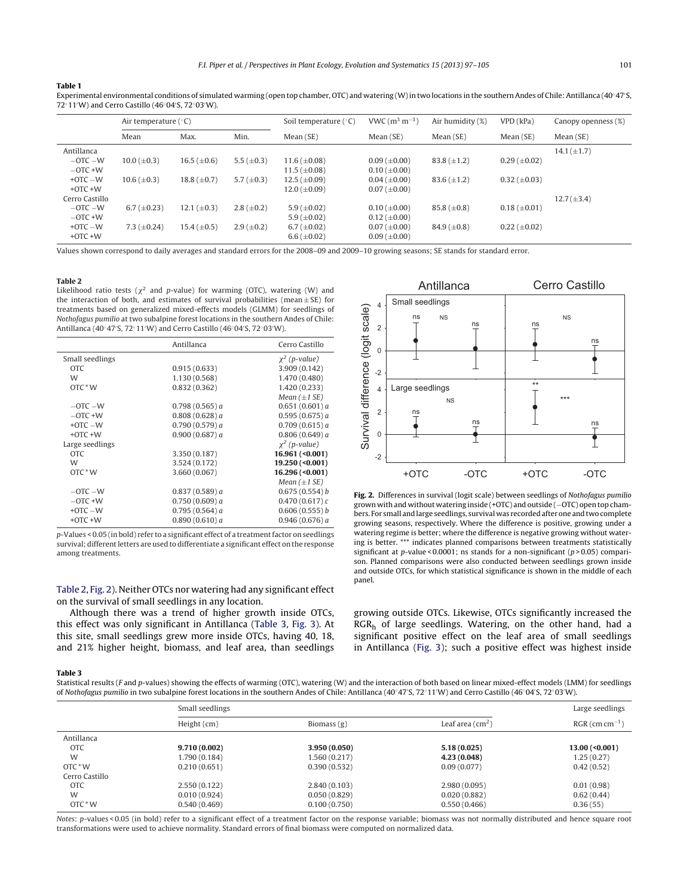**Table 1**

Experimental environmental conditions of simulated warming (open top chamber, OTC) and watering (W) in two locations in the southern Andes of Chile: Antillanca (40°47′S, 72°11′W) and Cerro Castillo (46°04′S, 72°03′W).

| | Air temperature (°C) | | | Soil temperature (°C) | VWC ($m^3\ m^{-3}$) | Air humidity (%) | VPD (kPa) | Canopy openness (%) |
|---|---|---|---|---|---|---|---|---|
| | Mean | Max. | Min. | Mean (SE) | Mean (SE) | Mean (SE) | Mean (SE) | Mean (SE) |
| Antillanca | | | | | | | | 14.1 (±1.7) |
| −OTC −W | 10.0 (±0.3) | 16.5 (±0.6) | 5.5 (±0.3) | 11.6 (±0.08) | 0.09 (±0.00) | 83.8 (±1.2) | 0.29 (±0.02) | |
| −OTC +W | | | | 11.5 (±0.08) | 0.10 (±0.00) | | | |
| +OTC −W | 10.6 (±0.3) | 18.8 (±0.7) | 5.7 (±0.3) | 12.5 (±0.09) | 0.04 (±0.00) | 83.6 (±1.2) | 0.32 (±0.03) | |
| +OTC +W | | | | 12.0 (±0.09) | 0.07 (±0.00) | | | |
| Cerro Castillo | | | | | | | | 12.7 (±3.4) |
| −OTC −W | 6.7 (±0.23) | 12.1 (±0.3) | 2.8 (±0.2) | 5.9 (±0.02) | 0.10 (±0.00) | 85.8 (±0.8) | 0.18 (±0.01) | |
| −OTC +W | | | | 5.9 (±0.02) | 0.12 (±0.00) | | | |
| +OTC −W | 7.3 (±0.24) | 15.4 (±0.5) | 2.9 (±0.2) | 6.7 (±0.02) | 0.07 (±0.00) | 84.9 (±0.8) | 0.22 (±0.02) | |
| +OTC +W | | | | 6.6 (±0.02) | 0.09 (±0.00) | | | |

Values shown correspond to daily averages and standard errors for the 2008–09 and 2009–10 growing seasons; SE stands for standard error.

**Table 2**

Likelihood ratio tests ($\chi^2$ and *p*-value) for warming (OTC), watering (W) and the interaction of both, and estimates of survival probabilities (mean ± SE) for treatments based on generalized mixed-effects models (GLMM) for seedlings of *Nothofagus pumilio* at two subalpine forest locations in the southern Andes of Chile: Antillanca (40°47′S, 72°11′W) and Cerro Castillo (46°04′S, 72°03′W).

| | Antillanca | Cerro Castillo |
|---|---|---|
| Small seedlings | | $\chi^2$ *(p-value)* |
| OTC | 0.915 (0.633) | 3.909 (0.142) |
| W | 1.130 (0.568) | 1.470 (0.480) |
| OTC*W | 0.832 (0.362) | 1.420 (0.233) |
| | | *Mean (±1 SE)* |
| −OTC −W | 0.798 (0.565) *a* | 0.651 (0.601) *a* |
| −OTC +W | 0.808 (0.628) *a* | 0.595 (0.675) *a* |
| +OTC −W | 0.790 (0.579) *a* | 0.709 (0.615) *a* |
| +OTC +W | 0.900 (0.687) *a* | 0.806 (0.649) *a* |
| Large seedlings | | $\chi^2$ *(p-value)* |
| OTC | 3.350 (0.187) | **16.961 (<0.001)** |
| W | 3.524 (0.172) | **19.250 (<0.001)** |
| OTC*W | 3.660 (0.067) | **16.296 (<0.001)** |
| | | *Mean (±1 SE)* |
| −OTC −W | 0.837 (0.589) *a* | 0.675 (0.554) *b* |
| −OTC +W | 0.750 (0.609) *a* | 0.470 (0.617) *c* |
| +OTC −W | 0.795 (0.564) *a* | 0.606 (0.555) *b* |
| +OTC +W | 0.890 (0.610) *a* | 0.946 (0.676) *a* |

*p*-Values < 0.05 (in bold) refer to a significant effect of a treatment factor on seedlings survival; different letters are used to differentiate a significant effect on the response among treatments.

**Fig. 2.** Differences in survival (logit scale) between seedlings of *Nothofagus pumilio* grown with and without watering inside (+OTC) and outside (−OTC) open top chambers. For small and large seedlings, survival was recorded after one and two complete growing seasons, respectively. Where the difference is positive, growing under a watering regime is better; where the difference is negative growing without watering is better. *** indicates planned comparisons between treatments statistically significant at *p*-value < 0.0001; ns stands for a non-significant ($p > 0.05$) comparison. Planned comparisons were also conducted between seedlings grown inside and outside OTCs, for which statistical significance is shown in the middle of each panel.

Table 2, Fig. 2). Neither OTCs nor watering had any significant effect on the survival of small seedlings in any location.

Although there was a trend of higher growth inside OTCs, this effect was only significant in Antillanca (Table 3, Fig. 3). At this site, small seedlings grew more inside OTCs, having 40, 18, and 21% higher height, biomass, and leaf area, than seedlings growing outside OTCs. Likewise, OTCs significantly increased the $RGR_h$ of large seedlings. Watering, on the other hand, had a significant positive effect on the leaf area of small seedlings in Antillanca (Fig. 3); such a positive effect was highest inside

**Table 3**

Statistical results (*F* and *p*-values) showing the effects of warming (OTC), watering (W) and the interaction of both based on linear mixed-effect models (LMM) for seedlings of *Nothofagus pumilio* in two subalpine forest locations in the southern Andes of Chile: Antillanca (40°47′S, 72°11′W) and Cerro Castillo (46°04′S, 72°03′W).

| | Small seedlings | | | Large seedlings |
|---|---|---|---|---|
| | Height (cm) | Biomass (g) | Leaf area ($cm^2$) | RGR ($cm\ cm^{-1}$) |
| Antillanca | | | | |
| OTC | **9.710 (0.002)** | **3.950 (0.050)** | **5.18 (0.025)** | **13.00 (<0.001)** |
| W | 1.790 (0.184) | 1.560 (0.217) | **4.23 (0.048)** | 1.25 (0.27) |
| OTC*W | 0.210 (0.651) | 0.390 (0.532) | 0.09 (0.077) | 0.42 (0.52) |
| Cerro Castillo | | | | |
| OTC | 2.550 (0.122) | 2.840 (0.103) | 2.980 (0.095) | 0.01 (0.98) |
| W | 0.010 (0.924) | 0.050 (0.829) | 0.020 (0.882) | 0.62 (0.44) |
| OTC*W | 0.540 (0.469) | 0.100 (0.750) | 0.550 (0.466) | 0.36 (55) |

*Notes*: *p*-values < 0.05 (in bold) refer to a significant effect of a treatment factor on the response variable; biomass was not normally distributed and hence square root transformations were used to achieve normality. Standard errors of final biomass were computed on normalized data.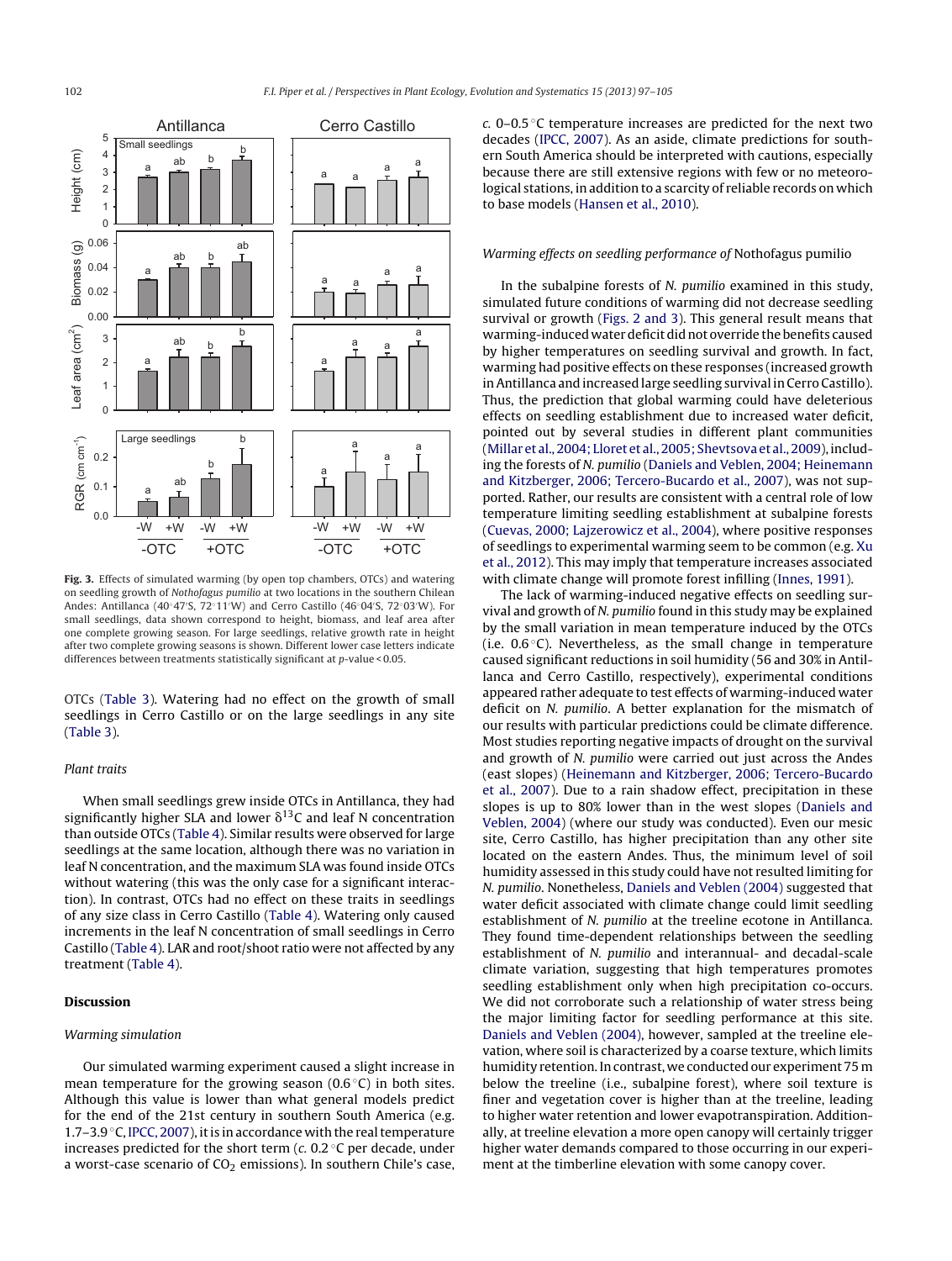**Fig. 3.** Effects of simulated warming (by open top chambers, OTCs) and watering on seedling growth of *Nothofagus pumilio* at two locations in the southern Chilean Andes: Antillanca (40°47′S, 72°11′W) and Cerro Castillo (46°04′S, 72°03′W). For small seedlings, data shown correspond to height, biomass, and leaf area after one complete growing season. For large seedlings, relative growth rate in height after two complete growing seasons is shown. Different lower case letters indicate differences between treatments statistically significant at $p$-value < 0.05.

OTCs (Table 3). Watering had no effect on the growth of small seedlings in Cerro Castillo or on the large seedlings in any site (Table 3).

### *Plant traits*

When small seedlings grew inside OTCs in Antillanca, they had significantly higher SLA and lower $\delta^{13}C$ and leaf N concentration than outside OTCs (Table 4). Similar results were observed for large seedlings at the same location, although there was no variation in leaf N concentration, and the maximum SLA was found inside OTCs without watering (this was the only case for a significant interaction). In contrast, OTCs had no effect on these traits in seedlings of any size class in Cerro Castillo (Table 4). Watering only caused increments in the leaf N concentration of small seedlings in Cerro Castillo (Table 4). LAR and root/shoot ratio were not affected by any treatment (Table 4).

## Discussion

### *Warming simulation*

Our simulated warming experiment caused a slight increase in mean temperature for the growing season (0.6 °C) in both sites. Although this value is lower than what general models predict for the end of the 21st century in southern South America (e.g. 1.7–3.9 °C, IPCC, 2007), it is in accordance with the real temperature increases predicted for the short term (*c.* 0.2 °C per decade, under a worst-case scenario of $CO_2$ emissions). In southern Chile's case, *c.* 0–0.5 °C temperature increases are predicted for the next two decades (IPCC, 2007). As an aside, climate predictions for southern South America should be interpreted with cautions, especially because there are still extensive regions with few or no meteorological stations, in addition to a scarcity of reliable records on which to base models (Hansen et al., 2010).

### *Warming effects on seedling performance of* Nothofagus pumilio

In the subalpine forests of *N. pumilio* examined in this study, simulated future conditions of warming did not decrease seedling survival or growth (Figs. 2 and 3). This general result means that warming-induced water deficit did not override the benefits caused by higher temperatures on seedling survival and growth. In fact, warming had positive effects on these responses (increased growth in Antillanca and increased large seedling survival in Cerro Castillo). Thus, the prediction that global warming could have deleterious effects on seedling establishment due to increased water deficit, pointed out by several studies in different plant communities (Millar et al., 2004; Lloret et al., 2005; Shevtsova et al., 2009), including the forests of *N. pumilio* (Daniels and Veblen, 2004; Heinemann and Kitzberger, 2006; Tercero-Bucardo et al., 2007), was not supported. Rather, our results are consistent with a central role of low temperature limiting seedling establishment at subalpine forests (Cuevas, 2000; Lajzerowicz et al., 2004), where positive responses of seedlings to experimental warming seem to be common (e.g. Xu et al., 2012). This may imply that temperature increases associated with climate change will promote forest infilling (Innes, 1991).

The lack of warming-induced negative effects on seedling survival and growth of *N. pumilio* found in this study may be explained by the small variation in mean temperature induced by the OTCs (i.e. 0.6 °C). Nevertheless, as the small change in temperature caused significant reductions in soil humidity (56 and 30% in Antillanca and Cerro Castillo, respectively), experimental conditions appeared rather adequate to test effects of warming-induced water deficit on *N. pumilio*. A better explanation for the mismatch of our results with particular predictions could be climate difference. Most studies reporting negative impacts of drought on the survival and growth of *N. pumilio* were carried out just across the Andes (east slopes) (Heinemann and Kitzberger, 2006; Tercero-Bucardo et al., 2007). Due to a rain shadow effect, precipitation in these slopes is up to 80% lower than in the west slopes (Daniels and Veblen, 2004) (where our study was conducted). Even our mesic site, Cerro Castillo, has higher precipitation than any other site located on the eastern Andes. Thus, the minimum level of soil humidity assessed in this study could have not resulted limiting for *N. pumilio*. Nonetheless, Daniels and Veblen (2004) suggested that water deficit associated with climate change could limit seedling establishment of *N. pumilio* at the treeline ecotone in Antillanca. They found time-dependent relationships between the seedling establishment of *N. pumilio* and interannual- and decadal-scale climate variation, suggesting that high temperatures promotes seedling establishment only when high precipitation co-occurs. We did not corroborate such a relationship of water stress being the major limiting factor for seedling performance at this site. Daniels and Veblen (2004), however, sampled at the treeline elevation, where soil is characterized by a coarse texture, which limits humidity retention. In contrast, we conducted our experiment 75 m below the treeline (i.e., subalpine forest), where soil texture is finer and vegetation cover is higher than at the treeline, leading to higher water retention and lower evapotranspiration. Additionally, at treeline elevation a more open canopy will certainly trigger higher water demands compared to those occurring in our experiment at the timberline elevation with some canopy cover.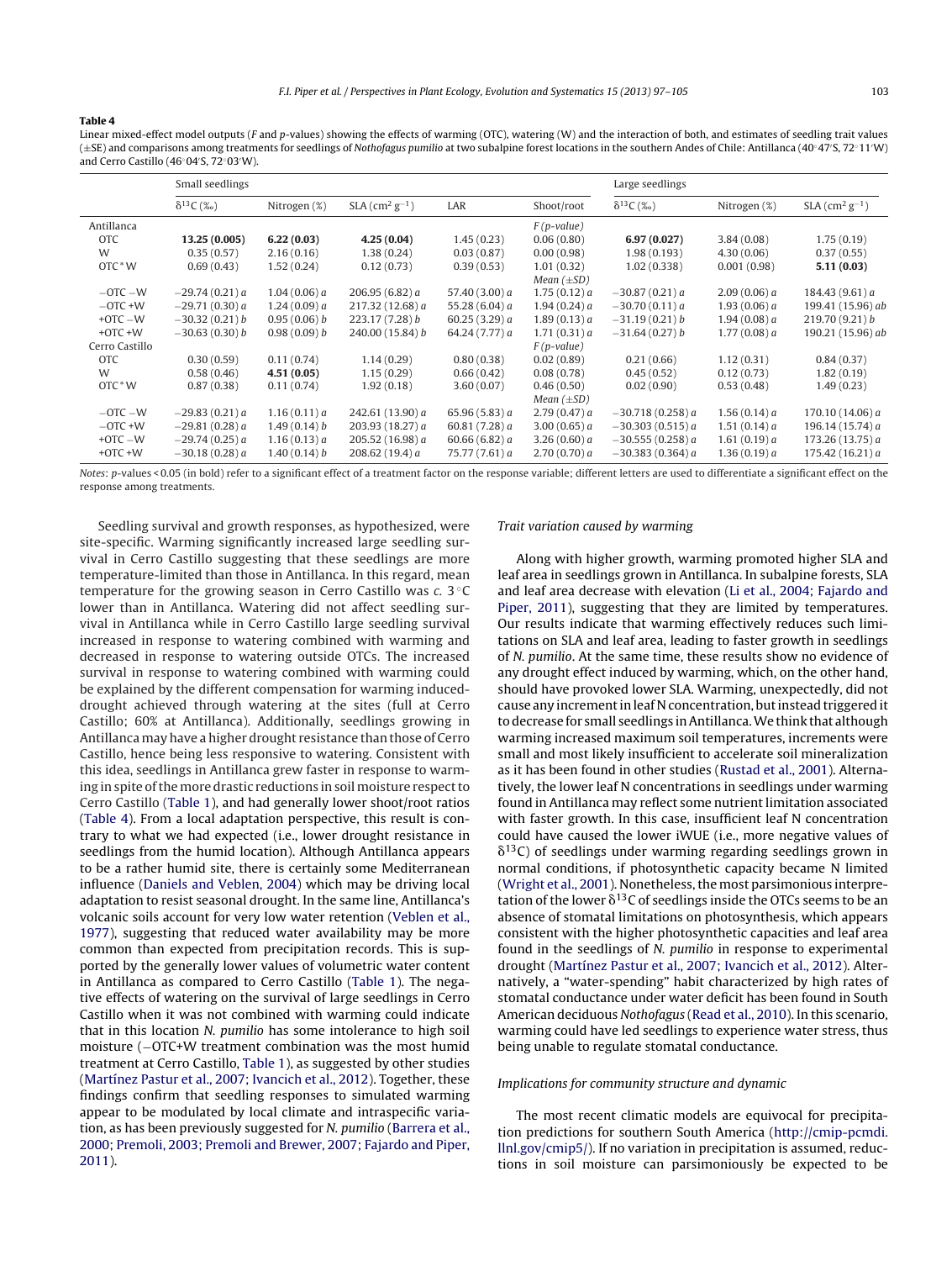**Table 4**

Linear mixed-effect model outputs (*F* and *p*-values) showing the effects of warming (OTC), watering (W) and the interaction of both, and estimates of seedling trait values (±SE) and comparisons among treatments for seedlings of *Nothofagus pumilio* at two subalpine forest locations in the southern Andes of Chile: Antillanca (40°47′S, 72°11′W) and Cerro Castillo (46°04′S, 72°03′W).

| | Small seedlings | | | | | Large seedlings | | |
|---|---|---|---|---|---|---|---|---|
| | $\delta^{13}C$ (‰) | Nitrogen (%) | SLA ($cm^2\,g^{-1}$) | LAR | Shoot/root | $\delta^{13}C$ (‰) | Nitrogen (%) | SLA ($cm^2\,g^{-1}$) |
| Antillanca | | | | | *F (p-value)* | | | |
| OTC | **13.25 (0.005)** | **6.22 (0.03)** | **4.25 (0.04)** | 1.45 (0.23) | 0.06 (0.80) | **6.97 (0.027)** | 3.84 (0.08) | 1.75 (0.19) |
| W | 0.35 (0.57) | 2.16 (0.16) | 1.38 (0.24) | 0.03 (0.87) | 0.00 (0.98) | 1.98 (0.193) | 4.30 (0.06) | 0.37 (0.55) |
| OTC*W | 0.69 (0.43) | 1.52 (0.24) | 0.12 (0.73) | 0.39 (0.53) | 1.01 (0.32) | 1.02 (0.338) | 0.001 (0.98) | **5.11 (0.03)** |
| | | | | | *Mean (±SD)* | | | |
| −OTC −W | −29.74 (0.21) *a* | 1.04 (0.06) *a* | 206.95 (6.82) *a* | 57.40 (3.00) *a* | 1.75 (0.12) *a* | −30.87 (0.21) *a* | 2.09 (0.06) *a* | 184.43 (9.61) *a* |
| −OTC +W | −29.71 (0.30) *a* | 1.24 (0.09) *a* | 217.32 (12.68) *a* | 55.28 (6.04) *a* | 1.94 (0.24) *a* | −30.70 (0.11) *a* | 1.93 (0.06) *a* | 199.41 (15.96) *ab* |
| +OTC −W | −30.32 (0.21) *b* | 0.95 (0.06) *b* | 223.17 (7.28) *b* | 60.25 (3.29) *a* | 1.89 (0.13) *a* | −31.19 (0.21) *b* | 1.94 (0.08) *a* | 219.70 (9.21) *b* |
| +OTC +W | −30.63 (0.30) *b* | 0.98 (0.09) *b* | 240.00 (15.84) *b* | 64.24 (7.77) *a* | 1.71 (0.31) *a* | −31.64 (0.27) *b* | 1.77 (0.08) *a* | 190.21 (15.96) *ab* |
| Cerro Castillo | | | | | *F (p-value)* | | | |
| OTC | 0.30 (0.59) | 0.11 (0.74) | 1.14 (0.29) | 0.80 (0.38) | 0.02 (0.89) | 0.21 (0.66) | 1.12 (0.31) | 0.84 (0.37) |
| W | 0.58 (0.46) | **4.51 (0.05)** | 1.15 (0.29) | 0.66 (0.42) | 0.08 (0.78) | 0.45 (0.52) | 0.12 (0.73) | 1.82 (0.19) |
| OTC*W | 0.87 (0.38) | 0.11 (0.74) | 1.92 (0.18) | 3.60 (0.07) | 0.46 (0.50) | 0.02 (0.90) | 0.53 (0.48) | 1.49 (0.23) |
| | | | | | *Mean (±SD)* | | | |
| −OTC −W | −29.83 (0.21) *a* | 1.16 (0.11) *a* | 242.61 (13.90) *a* | 65.96 (5.83) *a* | 2.79 (0.47) *a* | −30.718 (0.258) *a* | 1.56 (0.14) *a* | 170.10 (14.06) *a* |
| −OTC +W | −29.81 (0.28) *a* | 1.49 (0.14) *b* | 203.93 (18.27) *a* | 60.81 (7.28) *a* | 3.00 (0.65) *a* | −30.303 (0.515) *a* | 1.51 (0.14) *a* | 196.14 (15.74) *a* |
| +OTC −W | −29.74 (0.25) *a* | 1.16 (0.13) *a* | 205.52 (16.98) *a* | 60.66 (6.82) *a* | 3.26 (0.60) *a* | −30.555 (0.258) *a* | 1.61 (0.19) *a* | 173.26 (13.75) *a* |
| +OTC +W | −30.18 (0.28) *a* | 1.40 (0.14) *b* | 208.62 (19.4) *a* | 75.77 (7.61) *a* | 2.70 (0.70) *a* | −30.383 (0.364) *a* | 1.36 (0.19) *a* | 175.42 (16.21) *a* |

*Notes*: *p*-values < 0.05 (in bold) refer to a significant effect of a treatment factor on the response variable; different letters are used to differentiate a significant effect on the response among treatments.

Seedling survival and growth responses, as hypothesized, were site-specific. Warming significantly increased large seedling survival in Cerro Castillo suggesting that these seedlings are more temperature-limited than those in Antillanca. In this regard, mean temperature for the growing season in Cerro Castillo was *c.* 3 °C lower than in Antillanca. Watering did not affect seedling survival in Antillanca while in Cerro Castillo large seedling survival increased in response to watering combined with warming and decreased in response to watering outside OTCs. The increased survival in response to watering combined with warming could be explained by the different compensation for warming induced-drought achieved through watering at the sites (full at Cerro Castillo; 60% at Antillanca). Additionally, seedlings growing in Antillanca may have a higher drought resistance than those of Cerro Castillo, hence being less responsive to watering. Consistent with this idea, seedlings in Antillanca grew faster in response to warming in spite of the more drastic reductions in soil moisture respect to Cerro Castillo (Table 1), and had generally lower shoot/root ratios (Table 4). From a local adaptation perspective, this result is contrary to what we had expected (i.e., lower drought resistance in seedlings from the humid location). Although Antillanca appears to be a rather humid site, there is certainly some Mediterranean influence (Daniels and Veblen, 2004) which may be driving local adaptation to resist seasonal drought. In the same line, Antillanca's volcanic soils account for very low water retention (Veblen et al., 1977), suggesting that reduced water availability may be more common than expected from precipitation records. This is supported by the generally lower values of volumetric water content in Antillanca as compared to Cerro Castillo (Table 1). The negative effects of watering on the survival of large seedlings in Cerro Castillo when it was not combined with warming could indicate that in this location *N. pumilio* has some intolerance to high soil moisture (−OTC+W treatment combination was the most humid treatment at Cerro Castillo, Table 1), as suggested by other studies (Martínez Pastur et al., 2007; Ivancich et al., 2012). Together, these findings confirm that seedling responses to simulated warming appear to be modulated by local climate and intraspecific variation, as has been previously suggested for *N. pumilio* (Barrera et al., 2000; Premoli, 2003; Premoli and Brewer, 2007; Fajardo and Piper, 2011).

### *Trait variation caused by warming*

Along with higher growth, warming promoted higher SLA and leaf area in seedlings grown in Antillanca. In subalpine forests, SLA and leaf area decrease with elevation (Li et al., 2004; Fajardo and Piper, 2011), suggesting that they are limited by temperatures. Our results indicate that warming effectively reduces such limitations on SLA and leaf area, leading to faster growth in seedlings of *N. pumilio*. At the same time, these results show no evidence of any drought effect induced by warming, which, on the other hand, should have provoked lower SLA. Warming, unexpectedly, did not cause any increment in leaf N concentration, but instead triggered it to decrease for small seedlings in Antillanca. We think that although warming increased maximum soil temperatures, increments were small and most likely insufficient to accelerate soil mineralization as it has been found in other studies (Rustad et al., 2001). Alternatively, the lower leaf N concentrations in seedlings under warming found in Antillanca may reflect some nutrient limitation associated with faster growth. In this case, insufficient leaf N concentration could have caused the lower iWUE (i.e., more negative values of $\delta^{13}C$) of seedlings under warming regarding seedlings grown in normal conditions, if photosynthetic capacity became N limited (Wright et al., 2001). Nonetheless, the most parsimonious interpretation of the lower $\delta^{13}C$ of seedlings inside the OTCs seems to be an absence of stomatal limitations on photosynthesis, which appears consistent with the higher photosynthetic capacities and leaf area found in the seedlings of *N. pumilio* in response to experimental drought (Martínez Pastur et al., 2007; Ivancich et al., 2012). Alternatively, a "water-spending" habit characterized by high rates of stomatal conductance under water deficit has been found in South American deciduous *Nothofagus* (Read et al., 2010). In this scenario, warming could have led seedlings to experience water stress, thus being unable to regulate stomatal conductance.

### *Implications for community structure and dynamic*

The most recent climatic models are equivocal for precipitation predictions for southern South America (http://cmip-pcmdi.llnl.gov/cmip5/). If no variation in precipitation is assumed, reductions in soil moisture can parsimoniously be expected to be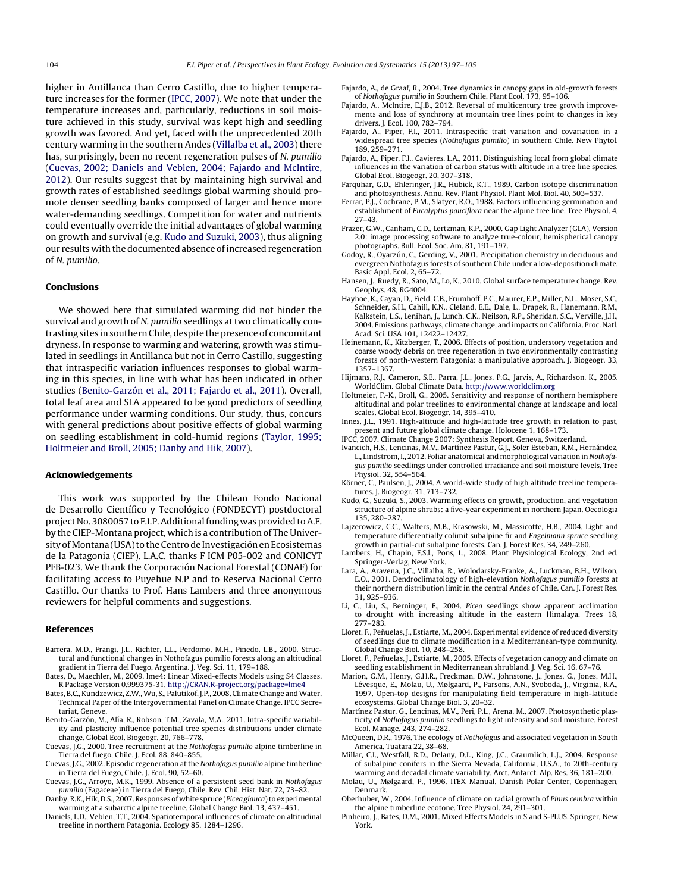higher in Antillanca than Cerro Castillo, due to higher temperature increases for the former (IPCC, 2007). We note that under the temperature increases and, particularly, reductions in soil moisture achieved in this study, survival was kept high and seedling growth was favored. And yet, faced with the unprecedented 20th century warming in the southern Andes (Villalba et al., 2003) there has, surprisingly, been no recent regeneration pulses of *N. pumilio* (Cuevas, 2002; Daniels and Veblen, 2004; Fajardo and McIntire, 2012). Our results suggest that by maintaining high survival and growth rates of established seedlings global warming should promote denser seedling banks composed of larger and hence more water-demanding seedlings. Competition for water and nutrients could eventually override the initial advantages of global warming on growth and survival (e.g. Kudo and Suzuki, 2003), thus aligning our results with the documented absence of increased regeneration of *N. pumilio*.

## Conclusions

We showed here that simulated warming did not hinder the survival and growth of *N. pumilio* seedlings at two climatically contrasting sites in southern Chile, despite the presence of concomitant dryness. In response to warming and watering, growth was stimulated in seedlings in Antillanca but not in Cerro Castillo, suggesting that intraspecific variation influences responses to global warming in this species, in line with what has been indicated in other studies (Benito-Garzón et al., 2011; Fajardo et al., 2011). Overall, total leaf area and SLA appeared to be good predictors of seedling performance under warming conditions. Our study, thus, concurs with general predictions about positive effects of global warming on seedling establishment in cold-humid regions (Taylor, 1995; Holtmeier and Broll, 2005; Danby and Hik, 2007).

## Acknowledgements

This work was supported by the Chilean Fondo Nacional de Desarrollo Científico y Tecnológico (FONDECYT) postdoctoral project No. 3080057 to F.I.P. Additional funding was provided to A.F. by the CIEP-Montana project, which is a contribution of The University of Montana (USA) to the Centro de Investigación en Ecosistemas de la Patagonia (CIEP). L.A.C. thanks F ICM P05-002 and CONICYT PFB-023. We thank the Corporación Nacional Forestal (CONAF) for facilitating access to Puyehue N.P and to Reserva Nacional Cerro Castillo. Our thanks to Prof. Hans Lambers and three anonymous reviewers for helpful comments and suggestions.

## References

Barrera, M.D., Frangi, J.L., Richter, L.L., Perdomo, M.H., Pinedo, L.B., 2000. Structural and functional changes in Nothofagus pumilio forests along an altitudinal gradient in Tierra del Fuego, Argentina. J. Veg. Sci. 11, 179–188.

Bates, D., Maechler, M., 2009. lme4: Linear Mixed-effects Models using S4 Classes. R Package Version 0.999375-31. http://CRAN.R-project.org/package=lme4

Bates, B.C., Kundzewicz, Z.W., Wu, S., Palutikof, J.P., 2008. Climate Change and Water. Technical Paper of the Intergovernmental Panel on Climate Change. IPCC Secretariat, Geneve.

Benito-Garzón, M., Alía, R., Robson, T.M., Zavala, M.A., 2011. Intra-specific variability and plasticity influence potential tree species distributions under climate change. Global Ecol. Biogeogr. 20, 766–778.

Cuevas, J.G., 2000. Tree recruitment at the *Nothofagus pumilio* alpine timberline in Tierra del fuego, Chile. J. Ecol. 88, 840–855.

Cuevas, J.G., 2002. Episodic regeneration at the *Nothofagus pumilio* alpine timberline in Tierra del Fuego, Chile. J. Ecol. 90, 52–60.

Cuevas, J.G., Arroyo, M.K., 1999. Absence of a persistent seed bank in *Nothofagus pumilio* (Fagaceae) in Tierra del Fuego, Chile. Rev. Chil. Hist. Nat. 72, 73–82.

Danby, R.K., Hik, D.S., 2007. Responses of white spruce (*Picea glauca*) to experimental warming at a subarctic alpine treeline. Global Change Biol. 13, 437–451.

Daniels, L.D., Veblen, T.T., 2004. Spatiotemporal influences of climate on altitudinal treeline in northern Patagonia. Ecology 85, 1284–1296.

Fajardo, A., de Graaf, R., 2004. Tree dynamics in canopy gaps in old-growth forests of *Nothofagus pumilio* in Southern Chile. Plant Ecol. 173, 95–106.

Fajardo, A., McIntire, E.J.B., 2012. Reversal of multicentury tree growth improvements and loss of synchrony at mountain tree lines point to changes in key drivers. J. Ecol. 100, 782–794.

Fajardo, A., Piper, F.I., 2011. Intraspecific trait variation and covariation in a widespread tree species (*Nothofagus pumilio*) in southern Chile. New Phytol. 189, 259–271.

Fajardo, A., Piper, F.I., Cavieres, L.A., 2011. Distinguishing local from global climate influences in the variation of carbon status with altitude in a tree line species. Global Ecol. Biogeogr. 20, 307–318.

Farquhar, G.D., Ehleringer, J.R., Hubick, K.T., 1989. Carbon isotope discrimination and photosynthesis. Annu. Rev. Plant Physiol. Plant Mol. Biol. 40, 503–537.

Ferrar, P.J., Cochrane, P.M., Slatyer, R.O., 1988. Factors influencing germination and establishment of *Eucalyptus pauciflora* near the alpine tree line. Tree Physiol. 4, 27–43.

Frazer, G.W., Canham, C.D., Lertzman, K.P., 2000. Gap Light Analyzer (GLA), Version 2.0: image processing software to analyze true-colour, hemispherical canopy photographs. Bull. Ecol. Soc. Am. 81, 191–197.

Godoy, R., Oyarzún, C., Gerding, V., 2001. Precipitation chemistry in deciduous and evergreen Nothofagus forests of southern Chile under a low-deposition climate. Basic Appl. Ecol. 2, 65–72.

Hansen, J., Ruedy, R., Sato, M., Lo, K., 2010. Global surface temperature change. Rev. Geophys. 48, RG4004.

Hayhoe, K., Cayan, D., Field, C.B., Frumhoff, P.C., Maurer, E.P., Miller, N.L., Moser, S.C., Schneider, S.H., Cahill, K.N., Cleland, E.E., Dale, L., Drapek, R., Hanemann, R.M., Kalkstein, L.S., Lenihan, J., Lunch, C.K., Neilson, R.P., Sheridan, S.C., Verville, J.H., 2004. Emissions pathways, climate change, and impacts on California. Proc. Natl. Acad. Sci. USA 101, 12422–12427.

Heinemann, K., Kitzberger, T., 2006. Effects of position, understory vegetation and coarse woody debris on tree regeneration in two environmentally contrasting forests of north-western Patagonia: a manipulative approach. J. Biogeogr. 33, 1357–1367.

Hijmans, R.J., Cameron, S.E., Parra, J.L., Jones, P.G., Jarvis, A., Richardson, K., 2005. WorldClim. Global Climate Data. http://www.worldclim.org

Holtmeier, F.-K., Broll, G., 2005. Sensitivity and response of northern hemisphere altitudinal and polar treelines to environmental change at landscape and local scales. Global Ecol. Biogeogr. 14, 395–410.

Innes, J.L., 1991. High-altitude and high-latitude tree growth in relation to past, present and future global climate change. Holocene 1, 168–173.

IPCC, 2007. Climate Change 2007: Synthesis Report. Geneva, Switzerland.

Ivancich, H.S., Lencinas, M.V., Martínez Pastur, G.J., Soler Esteban, R.M., Hernández, L., Lindstrom, I., 2012. Foliar anatomical and morphological variation in *Nothofagus pumilio* seedlings under controlled irradiance and soil moisture levels. Tree Physiol. 32, 554–564.

Körner, C., Paulsen, J., 2004. A world-wide study of high altitude treeline temperatures. J. Biogeogr. 31, 713–732.

Kudo, G., Suzuki, S., 2003. Warming effects on growth, production, and vegetation structure of alpine shrubs: a five-year experiment in northern Japan. Oecologia 135, 280–287.

Lajzerowicz, C.C., Walters, M.B., Krasowski, M., Massicotte, H.B., 2004. Light and temperature differentially colimit subalpine fir and *Engelmann spruce* seedling growth in partial-cut subalpine forests. Can. J. Forest Res. 34, 249–260.

Lambers, H., Chapin, F.S.I., Pons, L., 2008. Plant Physiological Ecology, 2nd ed. Springer-Verlag, New York.

Lara, A., Aravena, J.C., Villalba, R., Wolodarsky-Franke, A., Luckman, B.H., Wilson, E.O., 2001. Dendroclimatology of high-elevation *Nothofagus pumilio* forests at their northern distribution limit in the central Andes of Chile. Can. J. Forest Res. 31, 925–936.

Li, C., Liu, S., Berninger, F., 2004. *Picea* seedlings show apparent acclimation to drought with increasing altitude in the eastern Himalaya. Trees 18, 277–283.

Lloret, F., Peñuelas, J., Estiarte, M., 2004. Experimental evidence of reduced diversity of seedlings due to climate modification in a Mediterranean-type community. Global Change Biol. 10, 248–258.

Lloret, F., Peñuelas, J., Estiarte, M., 2005. Effects of vegetation canopy and climate on seedling establishment in Mediterranean shrubland. J. Veg. Sci. 16, 67–76.

Marion, G.M., Henry, G.H.R., Freckman, D.W., Johnstone, J., Jones, G., Jones, M.H., Lévesque, E., Molau, U., Mølgaard, P., Parsons, A.N., Svoboda, J., Virginia, R.A., 1997. Open-top designs for manipulating field temperature in high-latitude ecosystems. Global Change Biol. 3, 20–32.

Martínez Pastur, G., Lencinas, M.V., Peri, P.L., Arena, M., 2007. Photosynthetic plasticity of *Nothofagus pumilio* seedlings to light intensity and soil moisture. Forest Ecol. Manage. 243, 274–282.

McQueen, D.R., 1976. The ecology of *Nothofagus* and associated vegetation in South America. Tuatara 22, 38–68.

Millar, C.I., Westfall, R.D., Delany, D.L., King, J.C., Graumlich, L.J., 2004. Response of subalpine conifers in the Sierra Nevada, California, U.S.A., to 20th-century warming and decadal climate variability. Arct. Antarct. Alp. Res. 36, 181–200.

Molau, U., Mølgaard, P., 1996. ITEX Manual. Danish Polar Center, Copenhagen, Denmark.

Oberhuber, W., 2004. Influence of climate on radial growth of *Pinus cembra* within the alpine timberline ecotone. Tree Physiol. 24, 291–301.

Pinheiro, J., Bates, D.M., 2001. Mixed Effects Models in S and S-PLUS. Springer, New York.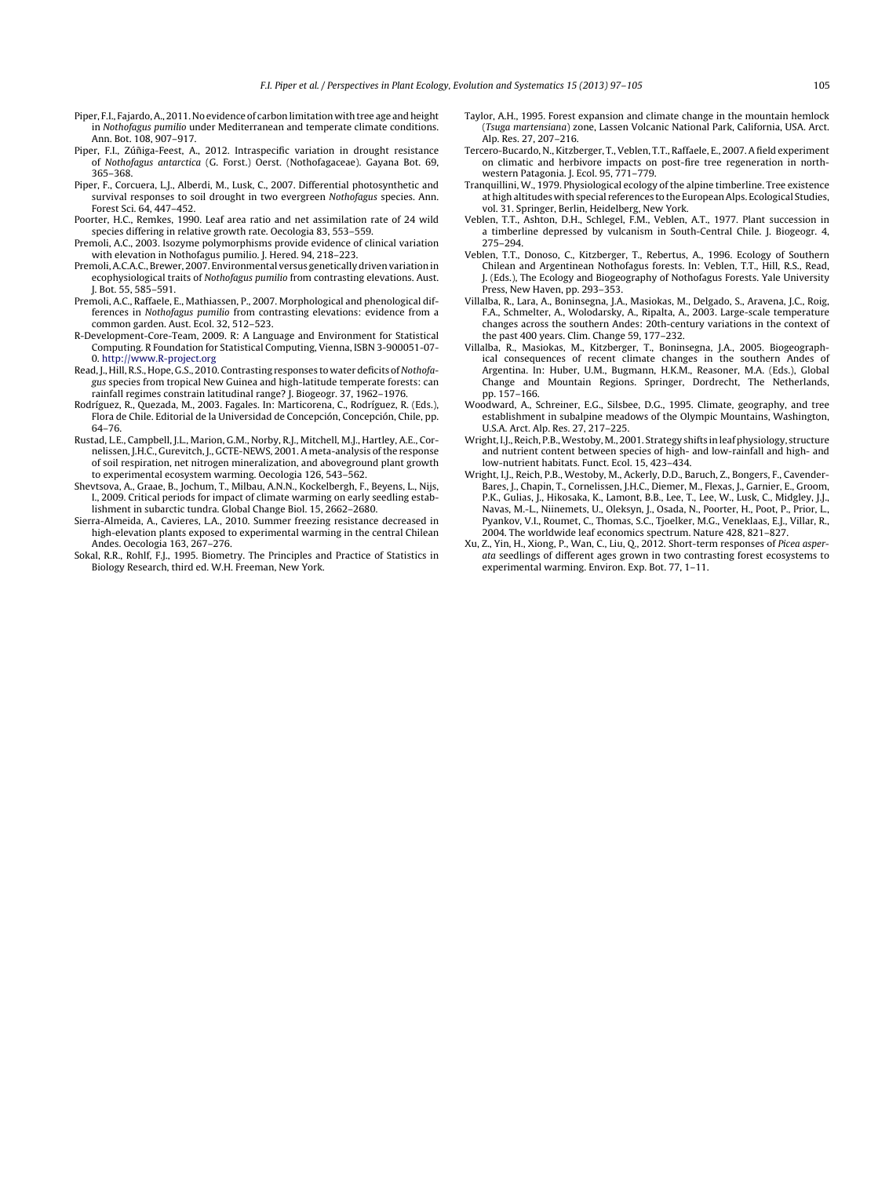Piper, F.I., Fajardo, A., 2011. No evidence of carbon limitation with tree age and height in *Nothofagus pumilio* under Mediterranean and temperate climate conditions. Ann. Bot. 108, 907–917.

Piper, F.I., Zúñiga-Feest, A., 2012. Intraspecific variation in drought resistance of *Nothofagus antarctica* (G. Forst.) Oerst. (Nothofagaceae). Gayana Bot. 69, 365–368.

Piper, F., Corcuera, L.J., Alberdi, M., Lusk, C., 2007. Differential photosynthetic and survival responses to soil drought in two evergreen *Nothofagus* species. Ann. Forest Sci. 64, 447–452.

Poorter, H.C., Remkes, 1990. Leaf area ratio and net assimilation rate of 24 wild species differing in relative growth rate. Oecologia 83, 553–559.

Premoli, A.C., 2003. Isozyme polymorphisms provide evidence of clinical variation with elevation in Nothofagus pumilio. J. Hered. 94, 218–223.

Premoli, A.C.A.C., Brewer, 2007. Environmental versus genetically driven variation in ecophysiological traits of *Nothofagus pumilio* from contrasting elevations. Aust. J. Bot. 55, 585–591.

Premoli, A.C., Raffaele, E., Mathiassen, P., 2007. Morphological and phenological differences in *Nothofagus pumilio* from contrasting elevations: evidence from a common garden. Aust. Ecol. 32, 512–523.

R-Development-Core-Team, 2009. R: A Language and Environment for Statistical Computing. R Foundation for Statistical Computing, Vienna, ISBN 3-900051-07-0. http://www.R-project.org

Read, J., Hill, R.S., Hope, G.S., 2010. Contrasting responses to water deficits of *Nothofagus* species from tropical New Guinea and high-latitude temperate forests: can rainfall regimes constrain latitudinal range? J. Biogeogr. 37, 1962–1976.

Rodríguez, R., Quezada, M., 2003. Fagales. In: Marticorena, C., Rodríguez, R. (Eds.), Flora de Chile. Editorial de la Universidad de Concepción, Concepción, Chile, pp. 64–76.

Rustad, L.E., Campbell, J.L., Marion, G.M., Norby, R.J., Mitchell, M.J., Hartley, A.E., Cornelissen, J.H.C., Gurevitch, J., GCTE-NEWS, 2001. A meta-analysis of the response of soil respiration, net nitrogen mineralization, and aboveground plant growth to experimental ecosystem warming. Oecologia 126, 543–562.

Shevtsova, A., Graae, B., Jochum, T., Milbau, A.N.N., Kockelbergh, F., Beyens, L., Nijs, I., 2009. Critical periods for impact of climate warming on early seedling establishment in subarctic tundra. Global Change Biol. 15, 2662–2680.

Sierra-Almeida, A., Cavieres, L.A., 2010. Summer freezing resistance decreased in high-elevation plants exposed to experimental warming in the central Chilean Andes. Oecologia 163, 267–276.

Sokal, R.R., Rohlf, F.J., 1995. Biometry. The Principles and Practice of Statistics in Biology Research, third ed. W.H. Freeman, New York.

Taylor, A.H., 1995. Forest expansion and climate change in the mountain hemlock (*Tsuga martensiana*) zone, Lassen Volcanic National Park, California, USA. Arct. Alp. Res. 27, 207–216.

Tercero-Bucardo, N., Kitzberger, T., Veblen, T.T., Raffaele, E., 2007. A field experiment on climatic and herbivore impacts on post-fire tree regeneration in north-western Patagonia. J. Ecol. 95, 771–779.

Tranquillini, W., 1979. Physiological ecology of the alpine timberline. Tree existence at high altitudes with special references to the European Alps. Ecological Studies, vol. 31. Springer, Berlin, Heidelberg, New York.

Veblen, T.T., Ashton, D.H., Schlegel, F.M., Veblen, A.T., 1977. Plant succession in a timberline depressed by vulcanism in South-Central Chile. J. Biogeogr. 4, 275–294.

Veblen, T.T., Donoso, C., Kitzberger, T., Rebertus, A., 1996. Ecology of Southern Chilean and Argentinean Nothofagus forests. In: Veblen, T.T., Hill, R.S., Read, J. (Eds.), The Ecology and Biogeography of Nothofagus Forests. Yale University Press, New Haven, pp. 293–353.

Villalba, R., Lara, A., Boninsegna, J.A., Masiokas, M., Delgado, S., Aravena, J.C., Roig, F.A., Schmelter, A., Wolodarsky, A., Ripalta, A., 2003. Large-scale temperature changes across the southern Andes: 20th-century variations in the context of the past 400 years. Clim. Change 59, 177–232.

Villalba, R., Masiokas, M., Kitzberger, T., Boninsegna, J.A., 2005. Biogeographical consequences of recent climate changes in the southern Andes of Argentina. In: Huber, U.M., Bugmann, H.K.M., Reasoner, M.A. (Eds.), Global Change and Mountain Regions. Springer, Dordrecht, The Netherlands, pp. 157–166.

Woodward, A., Schreiner, E.G., Silsbee, D.G., 1995. Climate, geography, and tree establishment in subalpine meadows of the Olympic Mountains, Washington, U.S.A. Arct. Alp. Res. 27, 217–225.

Wright, I.J., Reich, P.B., Westoby, M., 2001. Strategy shifts in leaf physiology, structure and nutrient content between species of high- and low-rainfall and high- and low-nutrient habitats. Funct. Ecol. 15, 423–434.

Wright, I.J., Reich, P.B., Westoby, M., Ackerly, D.D., Baruch, Z., Bongers, F., Cavender-Bares, J., Chapin, T., Cornelissen, J.H.C., Diemer, M., Flexas, J., Garnier, E., Groom, P.K., Gulias, J., Hikosaka, K., Lamont, B.B., Lee, T., Lee, W., Lusk, C., Midgley, J.J., Navas, M.-L., Niinemets, U., Oleksyn, J., Osada, N., Poorter, H., Poot, P., Prior, L., Pyankov, V.I., Roumet, C., Thomas, S.C., Tjoelker, M.G., Veneklaas, E.J., Villar, R., 2004. The worldwide leaf economics spectrum. Nature 428, 821–827.

Xu, Z., Yin, H., Xiong, P., Wan, C., Liu, Q., 2012. Short-term responses of *Picea asperata* seedlings of different ages grown in two contrasting forest ecosystems to experimental warming. Environ. Exp. Bot. 77, 1–11.